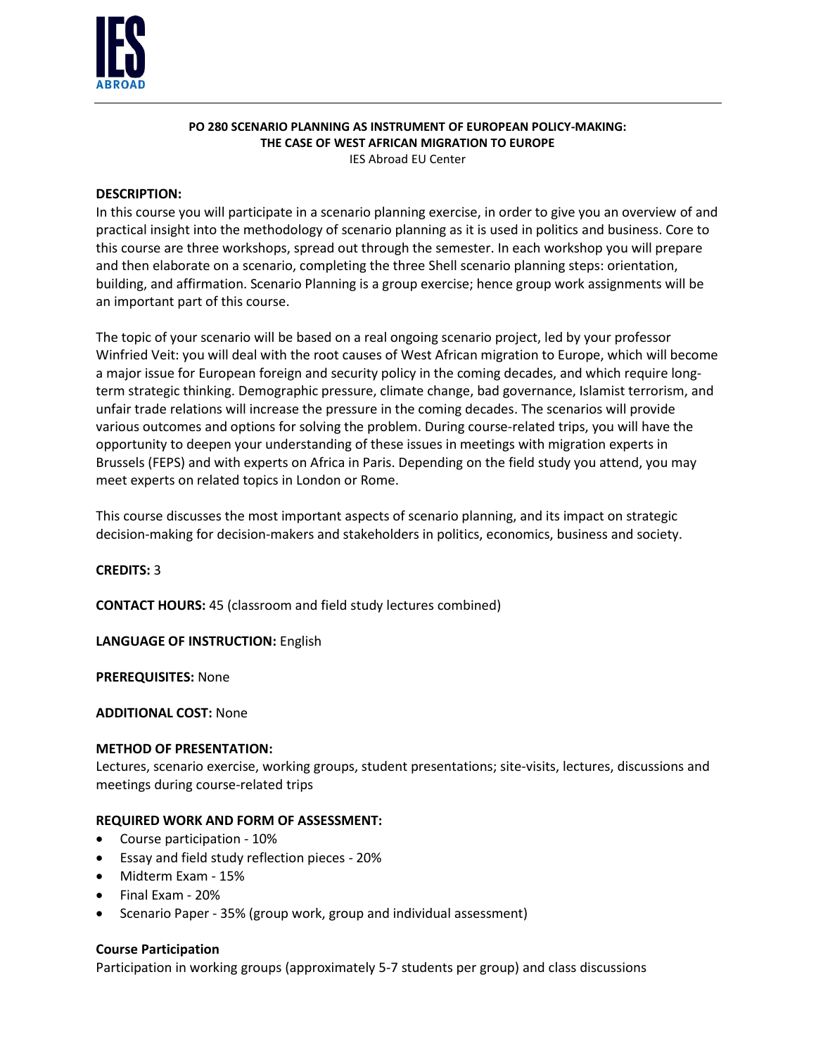# PO 280 SCENARIO PLANNING AS INSTRUMENT OF EUROPEAN POLICY-MAKING: THE CASE OF WEST AFRICAN MIGRATION TO EUROPE

IES Abroad EU Center

**DESCRIPTION:**

In this course you will participate in a scenario planning exercise, in order to give you an overview of and practical insight into the methodology of scenario planning as it is used in politics and business. Core to this course are three workshops, spread out through the semester. In each workshop you will prepare and then elaborate on a scenario, completing the three Shell scenario planning steps: orientation, building, and affirmation. Scenario Planning is a group exercise; hence group work assignments will be an important part of this course.

The topic of your scenario will be based on a real ongoing scenario project, led by your professor Winfried Veit: you will deal with the root causes of West African migration to Europe, which will become a major issue for European foreign and security policy in the coming decades, and which require long-term strategic thinking. Demographic pressure, climate change, bad governance, Islamist terrorism, and unfair trade relations will increase the pressure in the coming decades. The scenarios will provide various outcomes and options for solving the problem. During course-related trips, you will have the opportunity to deepen your understanding of these issues in meetings with migration experts in Brussels (FEPS) and with experts on Africa in Paris. Depending on the field study you attend, you may meet experts on related topics in London or Rome.

This course discusses the most important aspects of scenario planning, and its impact on strategic decision-making for decision-makers and stakeholders in politics, economics, business and society.

**CREDITS:** 3

**CONTACT HOURS:** 45 (classroom and field study lectures combined)

**LANGUAGE OF INSTRUCTION:** English

**PREREQUISITES:** None

**ADDITIONAL COST:** None

**METHOD OF PRESENTATION:**

Lectures, scenario exercise, working groups, student presentations; site-visits, lectures, discussions and meetings during course-related trips

**REQUIRED WORK AND FORM OF ASSESSMENT:**

- Course participation - 10%
- Essay and field study reflection pieces - 20%
- Midterm Exam - 15%
- Final Exam - 20%
- Scenario Paper - 35% (group work, group and individual assessment)

**Course Participation**

Participation in working groups (approximately 5-7 students per group) and class discussions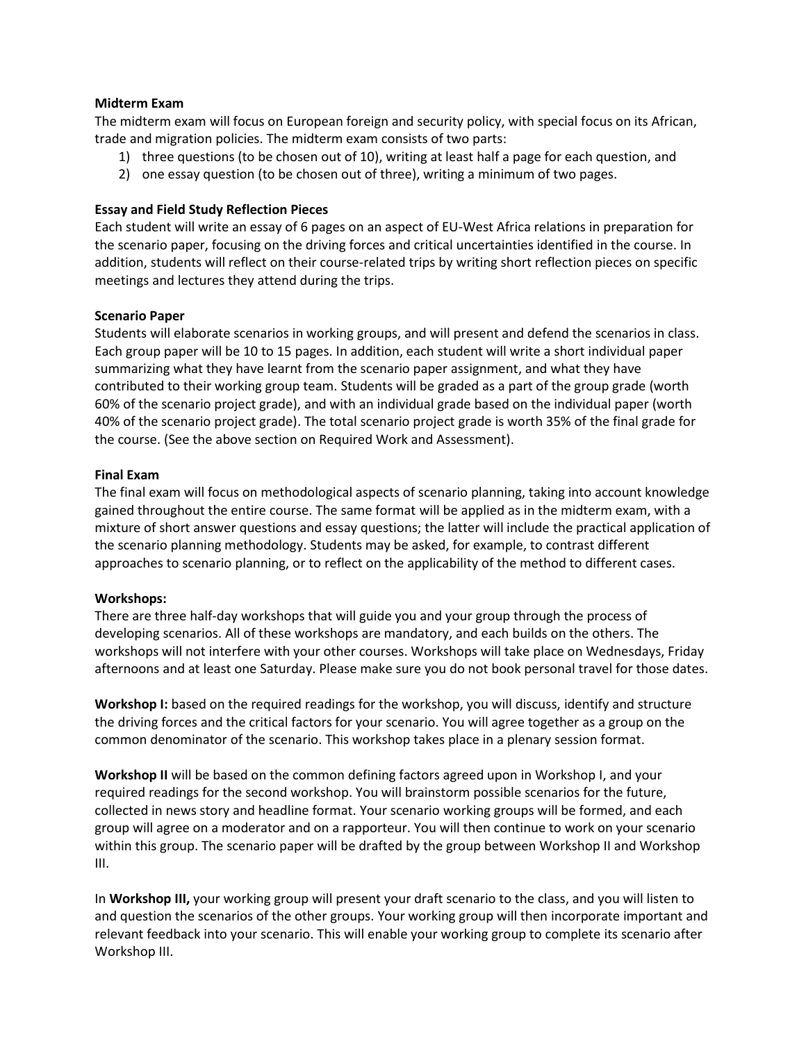**Midterm Exam**

The midterm exam will focus on European foreign and security policy, with special focus on its African, trade and migration policies. The midterm exam consists of two parts:

1) three questions (to be chosen out of 10), writing at least half a page for each question, and
2) one essay question (to be chosen out of three), writing a minimum of two pages.

**Essay and Field Study Reflection Pieces**

Each student will write an essay of 6 pages on an aspect of EU-West Africa relations in preparation for the scenario paper, focusing on the driving forces and critical uncertainties identified in the course. In addition, students will reflect on their course-related trips by writing short reflection pieces on specific meetings and lectures they attend during the trips.

**Scenario Paper**

Students will elaborate scenarios in working groups, and will present and defend the scenarios in class. Each group paper will be 10 to 15 pages. In addition, each student will write a short individual paper summarizing what they have learnt from the scenario paper assignment, and what they have contributed to their working group team. Students will be graded as a part of the group grade (worth 60% of the scenario project grade), and with an individual grade based on the individual paper (worth 40% of the scenario project grade). The total scenario project grade is worth 35% of the final grade for the course. (See the above section on Required Work and Assessment).

**Final Exam**

The final exam will focus on methodological aspects of scenario planning, taking into account knowledge gained throughout the entire course. The same format will be applied as in the midterm exam, with a mixture of short answer questions and essay questions; the latter will include the practical application of the scenario planning methodology. Students may be asked, for example, to contrast different approaches to scenario planning, or to reflect on the applicability of the method to different cases.

**Workshops:**

There are three half-day workshops that will guide you and your group through the process of developing scenarios. All of these workshops are mandatory, and each builds on the others. The workshops will not interfere with your other courses. Workshops will take place on Wednesdays, Friday afternoons and at least one Saturday. Please make sure you do not book personal travel for those dates.

**Workshop I:** based on the required readings for the workshop, you will discuss, identify and structure the driving forces and the critical factors for your scenario. You will agree together as a group on the common denominator of the scenario. This workshop takes place in a plenary session format.

**Workshop II** will be based on the common defining factors agreed upon in Workshop I, and your required readings for the second workshop. You will brainstorm possible scenarios for the future, collected in news story and headline format. Your scenario working groups will be formed, and each group will agree on a moderator and on a rapporteur. You will then continue to work on your scenario within this group. The scenario paper will be drafted by the group between Workshop II and Workshop III.

In **Workshop III,** your working group will present your draft scenario to the class, and you will listen to and question the scenarios of the other groups. Your working group will then incorporate important and relevant feedback into your scenario. This will enable your working group to complete its scenario after Workshop III.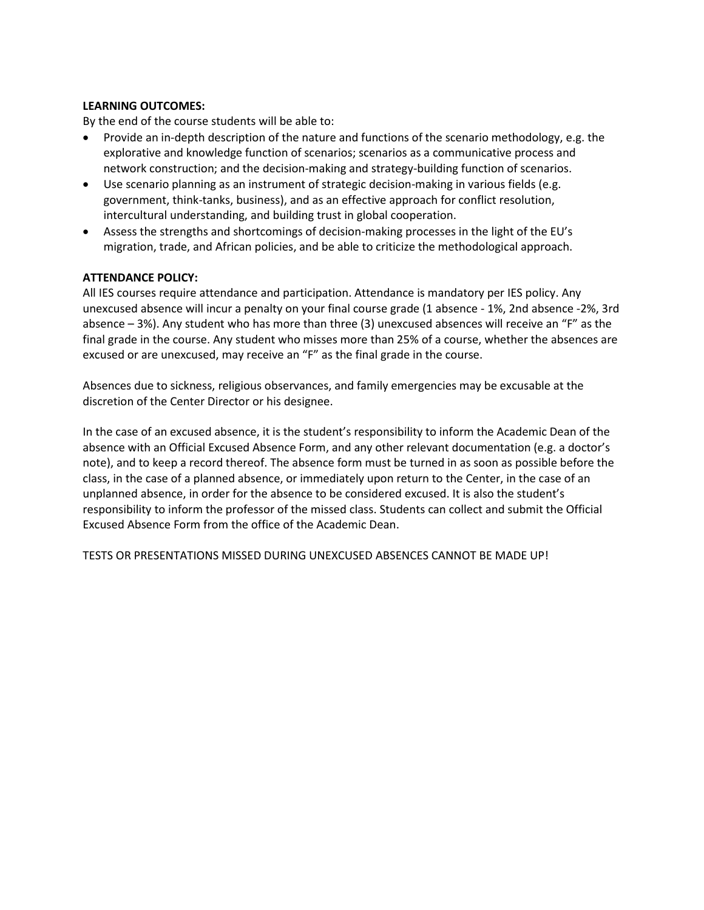**LEARNING OUTCOMES:**

By the end of the course students will be able to:

- Provide an in-depth description of the nature and functions of the scenario methodology, e.g. the explorative and knowledge function of scenarios; scenarios as a communicative process and network construction; and the decision-making and strategy-building function of scenarios.
- Use scenario planning as an instrument of strategic decision-making in various fields (e.g. government, think-tanks, business), and as an effective approach for conflict resolution, intercultural understanding, and building trust in global cooperation.
- Assess the strengths and shortcomings of decision-making processes in the light of the EU's migration, trade, and African policies, and be able to criticize the methodological approach.

**ATTENDANCE POLICY:**

All IES courses require attendance and participation. Attendance is mandatory per IES policy. Any unexcused absence will incur a penalty on your final course grade (1 absence - 1%, 2nd absence -2%, 3rd absence – 3%). Any student who has more than three (3) unexcused absences will receive an "F" as the final grade in the course. Any student who misses more than 25% of a course, whether the absences are excused or are unexcused, may receive an "F" as the final grade in the course.

Absences due to sickness, religious observances, and family emergencies may be excusable at the discretion of the Center Director or his designee.

In the case of an excused absence, it is the student's responsibility to inform the Academic Dean of the absence with an Official Excused Absence Form, and any other relevant documentation (e.g. a doctor's note), and to keep a record thereof. The absence form must be turned in as soon as possible before the class, in the case of a planned absence, or immediately upon return to the Center, in the case of an unplanned absence, in order for the absence to be considered excused. It is also the student's responsibility to inform the professor of the missed class. Students can collect and submit the Official Excused Absence Form from the office of the Academic Dean.

TESTS OR PRESENTATIONS MISSED DURING UNEXCUSED ABSENCES CANNOT BE MADE UP!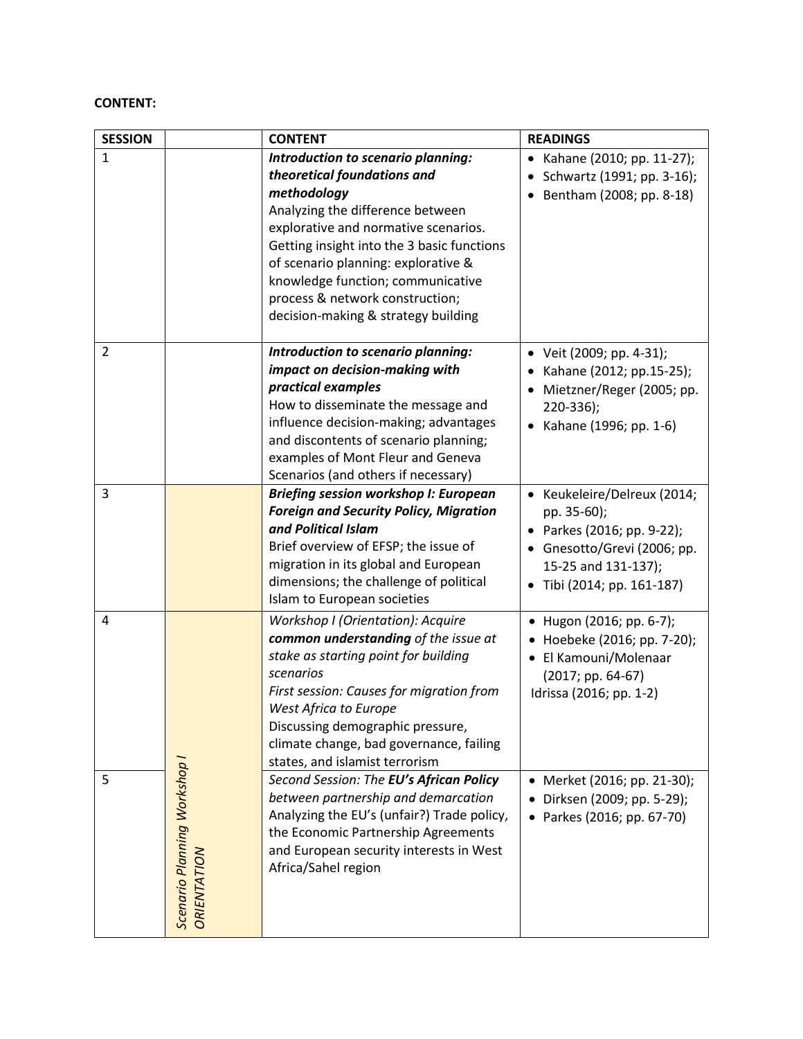**CONTENT:**

| SESSION | | CONTENT | READINGS |
|---|---|---|---|
| 1 | | ***Introduction to scenario planning: theoretical foundations and methodology*** Analyzing the difference between explorative and normative scenarios. Getting insight into the 3 basic functions of scenario planning: explorative & knowledge function; communicative process & network construction; decision-making & strategy building | • Kahane (2010; pp. 11-27); • Schwartz (1991; pp. 3-16); • Bentham (2008; pp. 8-18) |
| 2 | | ***Introduction to scenario planning: impact on decision-making with practical examples*** How to disseminate the message and influence decision-making; advantages and discontents of scenario planning; examples of Mont Fleur and Geneva Scenarios (and others if necessary) | • Veit (2009; pp. 4-31); • Kahane (2012; pp.15-25); • Mietzner/Reger (2005; pp. 220-336); • Kahane (1996; pp. 1-6) |
| 3 | | ***Briefing session workshop I: European Foreign and Security Policy, Migration and Political Islam*** Brief overview of EFSP; the issue of migration in its global and European dimensions; the challenge of political Islam to European societies | • Keukeleire/Delreux (2014; pp. 35-60); • Parkes (2016; pp. 9-22); • Gnesotto/Grevi (2006; pp. 15-25 and 131-137); • Tibi (2014; pp. 161-187) |
| 4 | *Scenario Planning Workshop I ORIENTATION* | *Workshop I (Orientation): Acquire* ***common understanding*** *of the issue at stake as starting point for building scenarios* *First session: Causes for migration from West Africa to Europe* Discussing demographic pressure, climate change, bad governance, failing states, and islamist terrorism | • Hugon (2016; pp. 6-7); • Hoebeke (2016; pp. 7-20); • El Kamouni/Molenaar (2017; pp. 64-67) Idrissa (2016; pp. 1-2) |
| 5 | | *Second Session: The* ***EU's African Policy*** *between partnership and demarcation* Analyzing the EU's (unfair?) Trade policy, the Economic Partnership Agreements and European security interests in West Africa/Sahel region | • Merket (2016; pp. 21-30); • Dirksen (2009; pp. 5-29); • Parkes (2016; pp. 67-70) |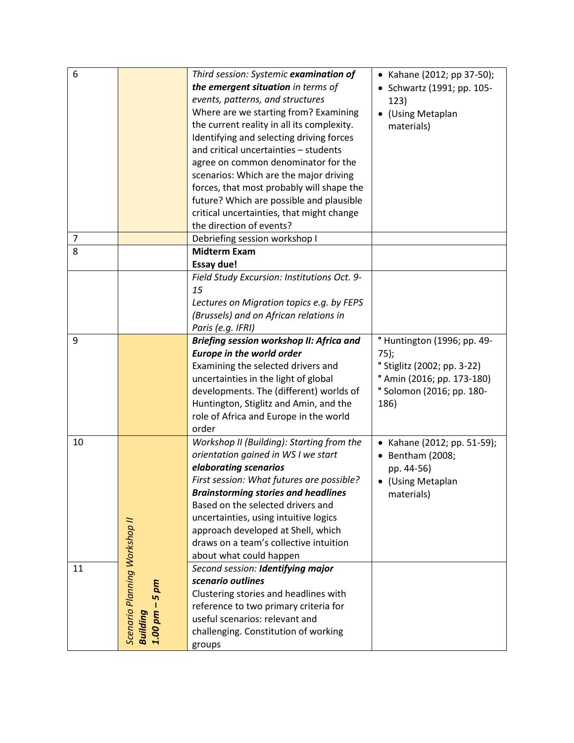| | | | |
|---|---|---|---|
| 6 | | *Third session: Systemic* ***examination of the emergent situation*** *in terms of events, patterns, and structures*<br>Where are we starting from? Examining the current reality in all its complexity. Identifying and selecting driving forces and critical uncertainties – students agree on common denominator for the scenarios: Which are the major driving forces, that most probably will shape the future? Which are possible and plausible critical uncertainties, that might change the direction of events? | • Kahane (2012; pp 37-50);<br>• Schwartz (1991; pp. 105-123)<br>• (Using Metaplan materials) |
| 7 | | Debriefing session workshop I | |
| 8 | | **Midterm Exam**<br>**Essay due!** | |
| | | *Field Study Excursion: Institutions Oct. 9-15*<br>*Lectures on Migration topics e.g. by FEPS (Brussels) and on African relations in Paris (e.g. IFRI)* | |
| 9 | | ***Briefing session workshop II: Africa and Europe in the world order***<br>Examining the selected drivers and uncertainties in the light of global developments. The (different) worlds of Huntington, Stiglitz and Amin, and the role of Africa and Europe in the world order | ° Huntington (1996; pp. 49-75);<br>° Stiglitz (2002; pp. 3-22)<br>° Amin (2016; pp. 173-180)<br>° Solomon (2016; pp. 180-186) |
| 10 | *Scenario Planning Workshop II*<br>***Building***<br>***1.00 pm – 5 pm*** | *Workshop II (Building): Starting from the orientation gained in WS I we start* ***elaborating scenarios***<br>*First session: What futures are possible?*<br>***Brainstorming stories and headlines***<br>Based on the selected drivers and uncertainties, using intuitive logics approach developed at Shell, which draws on a team's collective intuition about what could happen | • Kahane (2012; pp. 51-59);<br>• Bentham (2008; pp. 44-56)<br>• (Using Metaplan materials) |
| 11 | | *Second session:* ***Identifying major scenario outlines***<br>Clustering stories and headlines with reference to two primary criteria for useful scenarios: relevant and challenging. Constitution of working groups | |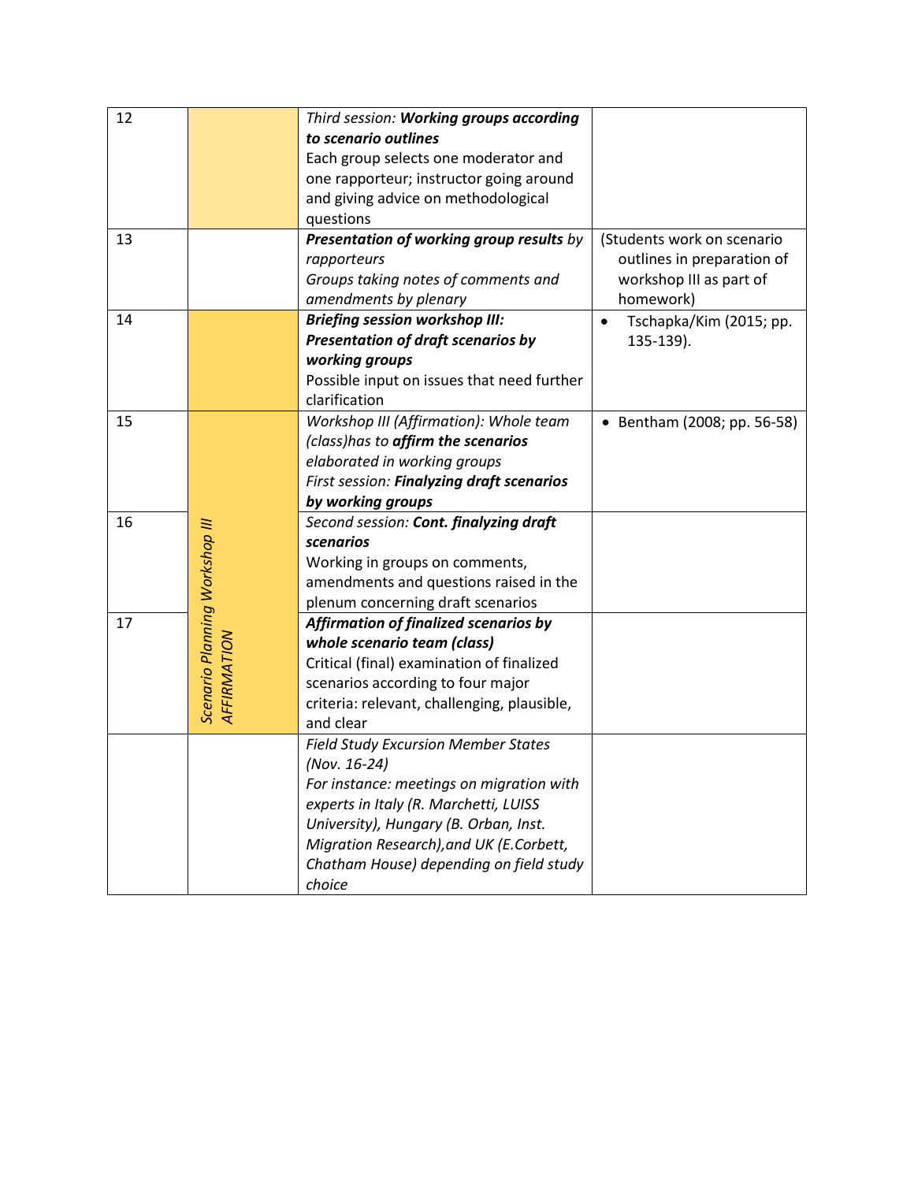| | | | |
|---|---|---|---|
| 12 | | *Third session:* ***Working groups according to scenario outlines***<br>Each group selects one moderator and one rapporteur; instructor going around and giving advice on methodological questions | |
| 13 | | ***Presentation of working group results*** *by rapporteurs*<br>*Groups taking notes of comments and amendments by plenary* | (Students work on scenario outlines in preparation of workshop III as part of homework) |
| 14 | | ***Briefing session workshop III: Presentation of draft scenarios by working groups***<br>Possible input on issues that need further clarification | • Tschapka/Kim (2015; pp. 135-139). |
| 15 | *Scenario Planning Workshop III AFFIRMATION* | *Workshop III (Affirmation): Whole team (class)has to* ***affirm the scenarios*** *elaborated in working groups*<br>*First session:* ***Finalyzing draft scenarios by working groups*** | • Bentham (2008; pp. 56-58) |
| 16 | | *Second session:* ***Cont. finalyzing draft scenarios***<br>Working in groups on comments, amendments and questions raised in the plenum concerning draft scenarios | |
| 17 | | ***Affirmation of finalized scenarios by whole scenario team (class)***<br>Critical (final) examination of finalized scenarios according to four major criteria: relevant, challenging, plausible, and clear | |
| | | *Field Study Excursion Member States (Nov. 16-24)*<br>*For instance: meetings on migration with experts in Italy (R. Marchetti, LUISS University), Hungary (B. Orban, Inst. Migration Research),and UK (E.Corbett, Chatham House) depending on field study choice* | |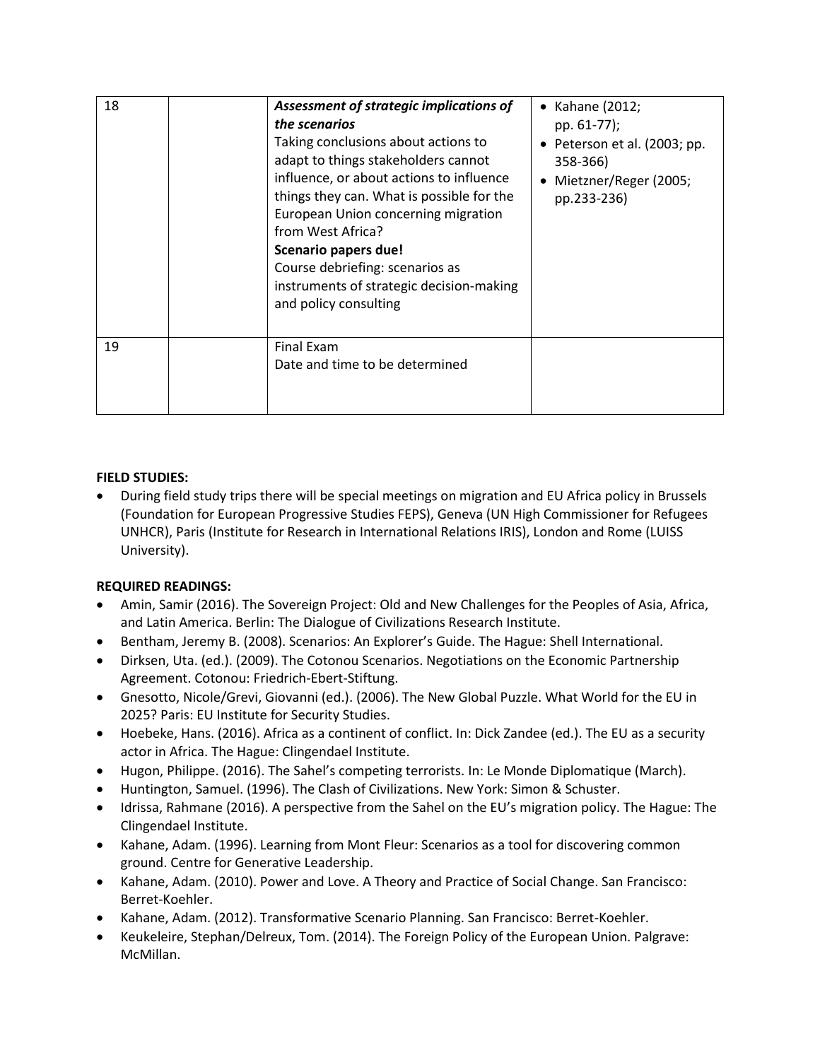| 18 | | ***Assessment of strategic implications of the scenarios***<br>Taking conclusions about actions to adapt to things stakeholders cannot influence, or about actions to influence things they can. What is possible for the European Union concerning migration from West Africa?<br>**Scenario papers due!**<br>Course debriefing: scenarios as instruments of strategic decision-making and policy consulting | • Kahane (2012; pp. 61-77);<br>• Peterson et al. (2003; pp. 358-366)<br>• Mietzner/Reger (2005; pp.233-236) |
|---|---|---|---|
| 19 | | Final Exam<br>Date and time to be determined | |

**FIELD STUDIES:**

- During field study trips there will be special meetings on migration and EU Africa policy in Brussels (Foundation for European Progressive Studies FEPS), Geneva (UN High Commissioner for Refugees UNHCR), Paris (Institute for Research in International Relations IRIS), London and Rome (LUISS University).

**REQUIRED READINGS:**

- Amin, Samir (2016). The Sovereign Project: Old and New Challenges for the Peoples of Asia, Africa, and Latin America. Berlin: The Dialogue of Civilizations Research Institute.
- Bentham, Jeremy B. (2008). Scenarios: An Explorer's Guide. The Hague: Shell International.
- Dirksen, Uta. (ed.). (2009). The Cotonou Scenarios. Negotiations on the Economic Partnership Agreement. Cotonou: Friedrich-Ebert-Stiftung.
- Gnesotto, Nicole/Grevi, Giovanni (ed.). (2006). The New Global Puzzle. What World for the EU in 2025? Paris: EU Institute for Security Studies.
- Hoebeke, Hans. (2016). Africa as a continent of conflict. In: Dick Zandee (ed.). The EU as a security actor in Africa. The Hague: Clingendael Institute.
- Hugon, Philippe. (2016). The Sahel's competing terrorists. In: Le Monde Diplomatique (March).
- Huntington, Samuel. (1996). The Clash of Civilizations. New York: Simon & Schuster.
- Idrissa, Rahmane (2016). A perspective from the Sahel on the EU's migration policy. The Hague: The Clingendael Institute.
- Kahane, Adam. (1996). Learning from Mont Fleur: Scenarios as a tool for discovering common ground. Centre for Generative Leadership.
- Kahane, Adam. (2010). Power and Love. A Theory and Practice of Social Change. San Francisco: Berret-Koehler.
- Kahane, Adam. (2012). Transformative Scenario Planning. San Francisco: Berret-Koehler.
- Keukeleire, Stephan/Delreux, Tom. (2014). The Foreign Policy of the European Union. Palgrave: McMillan.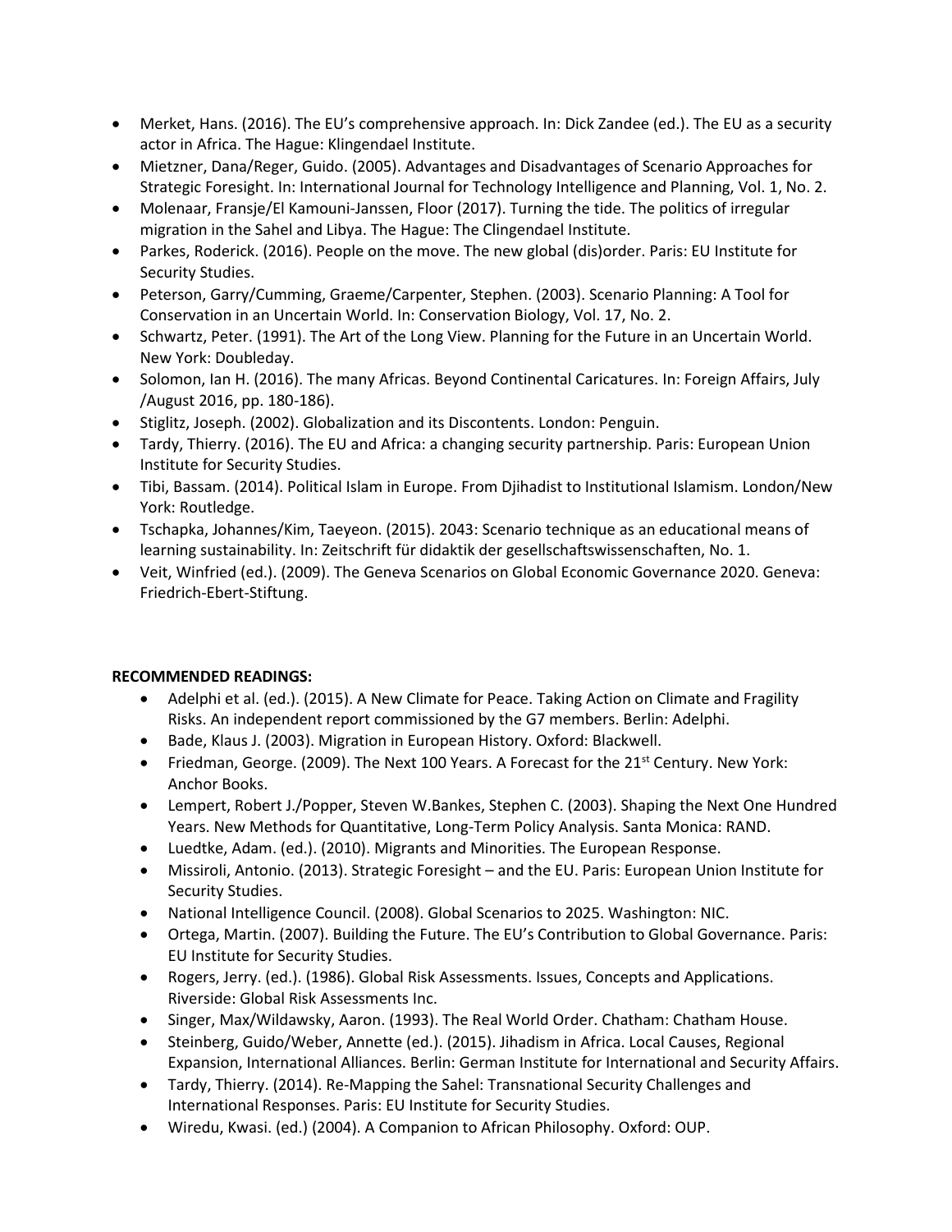- Merket, Hans. (2016). The EU's comprehensive approach. In: Dick Zandee (ed.). The EU as a security actor in Africa. The Hague: Klingendael Institute.
- Mietzner, Dana/Reger, Guido. (2005). Advantages and Disadvantages of Scenario Approaches for Strategic Foresight. In: International Journal for Technology Intelligence and Planning, Vol. 1, No. 2.
- Molenaar, Fransje/El Kamouni-Janssen, Floor (2017). Turning the tide. The politics of irregular migration in the Sahel and Libya. The Hague: The Clingendael Institute.
- Parkes, Roderick. (2016). People on the move. The new global (dis)order. Paris: EU Institute for Security Studies.
- Peterson, Garry/Cumming, Graeme/Carpenter, Stephen. (2003). Scenario Planning: A Tool for Conservation in an Uncertain World. In: Conservation Biology, Vol. 17, No. 2.
- Schwartz, Peter. (1991). The Art of the Long View. Planning for the Future in an Uncertain World. New York: Doubleday.
- Solomon, Ian H. (2016). The many Africas. Beyond Continental Caricatures. In: Foreign Affairs, July /August 2016, pp. 180-186).
- Stiglitz, Joseph. (2002). Globalization and its Discontents. London: Penguin.
- Tardy, Thierry. (2016). The EU and Africa: a changing security partnership. Paris: European Union Institute for Security Studies.
- Tibi, Bassam. (2014). Political Islam in Europe. From Djihadist to Institutional Islamism. London/New York: Routledge.
- Tschapka, Johannes/Kim, Taeyeon. (2015). 2043: Scenario technique as an educational means of learning sustainability. In: Zeitschrift für didaktik der gesellschaftswissenschaften, No. 1.
- Veit, Winfried (ed.). (2009). The Geneva Scenarios on Global Economic Governance 2020. Geneva: Friedrich-Ebert-Stiftung.

**RECOMMENDED READINGS:**

- Adelphi et al. (ed.). (2015). A New Climate for Peace. Taking Action on Climate and Fragility Risks. An independent report commissioned by the G7 members. Berlin: Adelphi.
- Bade, Klaus J. (2003). Migration in European History. Oxford: Blackwell.
- Friedman, George. (2009). The Next 100 Years. A Forecast for the 21st Century. New York: Anchor Books.
- Lempert, Robert J./Popper, Steven W.Bankes, Stephen C. (2003). Shaping the Next One Hundred Years. New Methods for Quantitative, Long-Term Policy Analysis. Santa Monica: RAND.
- Luedtke, Adam. (ed.). (2010). Migrants and Minorities. The European Response.
- Missiroli, Antonio. (2013). Strategic Foresight – and the EU. Paris: European Union Institute for Security Studies.
- National Intelligence Council. (2008). Global Scenarios to 2025. Washington: NIC.
- Ortega, Martin. (2007). Building the Future. The EU's Contribution to Global Governance. Paris: EU Institute for Security Studies.
- Rogers, Jerry. (ed.). (1986). Global Risk Assessments. Issues, Concepts and Applications. Riverside: Global Risk Assessments Inc.
- Singer, Max/Wildawsky, Aaron. (1993). The Real World Order. Chatham: Chatham House.
- Steinberg, Guido/Weber, Annette (ed.). (2015). Jihadism in Africa. Local Causes, Regional Expansion, International Alliances. Berlin: German Institute for International and Security Affairs.
- Tardy, Thierry. (2014). Re-Mapping the Sahel: Transnational Security Challenges and International Responses. Paris: EU Institute for Security Studies.
- Wiredu, Kwasi. (ed.) (2004). A Companion to African Philosophy. Oxford: OUP.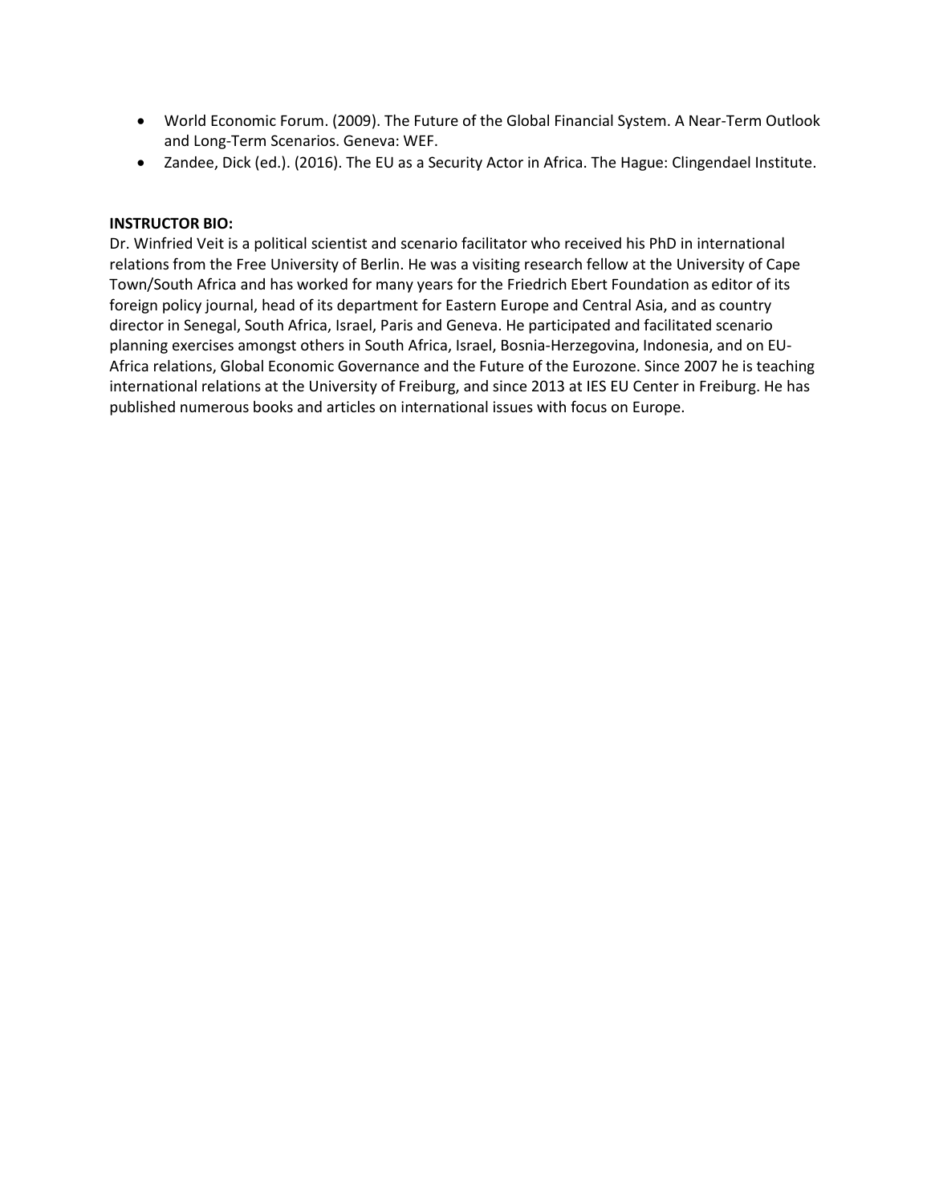- World Economic Forum. (2009). The Future of the Global Financial System. A Near-Term Outlook and Long-Term Scenarios. Geneva: WEF.
- Zandee, Dick (ed.). (2016). The EU as a Security Actor in Africa. The Hague: Clingendael Institute.

**INSTRUCTOR BIO:**

Dr. Winfried Veit is a political scientist and scenario facilitator who received his PhD in international relations from the Free University of Berlin. He was a visiting research fellow at the University of Cape Town/South Africa and has worked for many years for the Friedrich Ebert Foundation as editor of its foreign policy journal, head of its department for Eastern Europe and Central Asia, and as country director in Senegal, South Africa, Israel, Paris and Geneva. He participated and facilitated scenario planning exercises amongst others in South Africa, Israel, Bosnia-Herzegovina, Indonesia, and on EU-Africa relations, Global Economic Governance and the Future of the Eurozone. Since 2007 he is teaching international relations at the University of Freiburg, and since 2013 at IES EU Center in Freiburg. He has published numerous books and articles on international issues with focus on Europe.